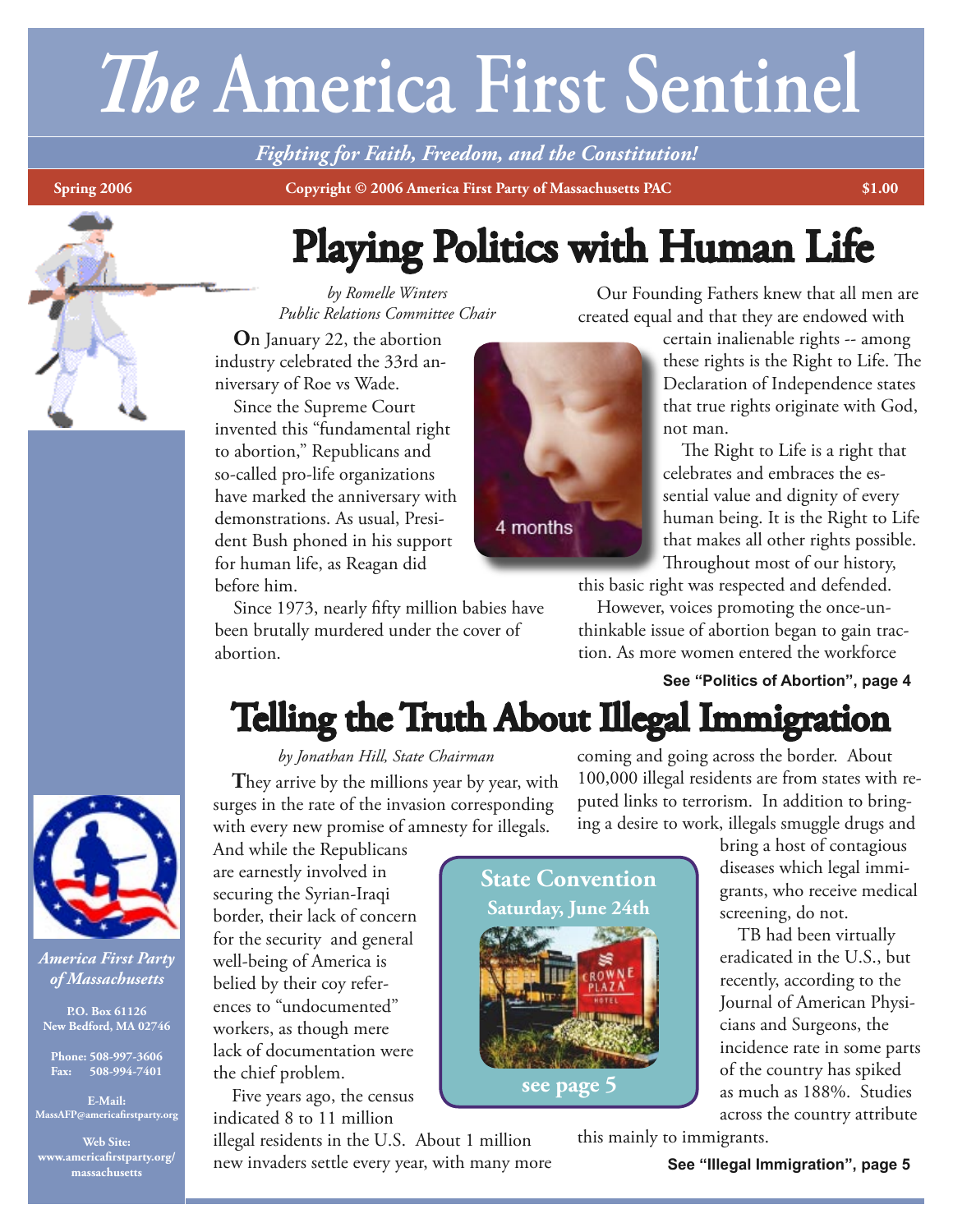# *The* America First Sentinel

*Fighting for Faith, Freedom, and the Constitution!*

**Spring 2006** | **Copyright © 2006 America First Party of Massachusetts PAC** | **$1.00**

## Playing Politics with Human Life

*by Romelle Winters*
*Public Relations Committee Chair*

**O**n January 22, the abortion industry celebrated the 33rd anniversary of Roe vs Wade.

Since the Supreme Court invented this "fundamental right to abortion," Republicans and so-called pro-life organizations have marked the anniversary with demonstrations. As usual, President Bush phoned in his support for human life, as Reagan did before him.

Since 1973, nearly fifty million babies have been brutally murdered under the cover of abortion.

4 months

Our Founding Fathers knew that all men are created equal and that they are endowed with certain inalienable rights -- among these rights is the Right to Life. The Declaration of Independence states that true rights originate with God, not man.

The Right to Life is a right that celebrates and embraces the essential value and dignity of every human being. It is the Right to Life that makes all other rights possible. Throughout most of our history, this basic right was respected and defended.

However, voices promoting the once-unthinkable issue of abortion began to gain traction. As more women entered the workforce

**See "Politics of Abortion", page 4**

## Telling the Truth About Illegal Immigration

*by Jonathan Hill, State Chairman*

**T**hey arrive by the millions year by year, with surges in the rate of the invasion corresponding with every new promise of amnesty for illegals. And while the Republicans are earnestly involved in securing the Syrian-Iraqi border, their lack of concern for the security and general well-being of America is belied by their coy references to "undocumented" workers, as though mere lack of documentation were the chief problem.

Five years ago, the census indicated 8 to 11 million illegal residents in the U.S. About 1 million new invaders settle every year, with many more coming and going across the border. About 100,000 illegal residents are from states with reputed links to terrorism. In addition to bringing a desire to work, illegals smuggle drugs and bring a host of contagious diseases which legal immigrants, who receive medical screening, do not.

TB had been virtually eradicated in the U.S., but recently, according to the Journal of American Physicians and Surgeons, the incidence rate in some parts of the country has spiked as much as 188%. Studies across the country attribute this mainly to immigrants.

**See "Illegal Immigration", page 5**

**State Convention**
**Saturday, June 24th**

**see page 5**

*America First Party of Massachusetts*

**P.O. Box 61126**
**New Bedford, MA 02746**

**Phone: 508-997-3606**
**Fax: 508-994-7401**

**E-Mail:**
**MassAFP@americafirstparty.org**

**Web Site:**
**www.americafirstparty.org/massachusetts**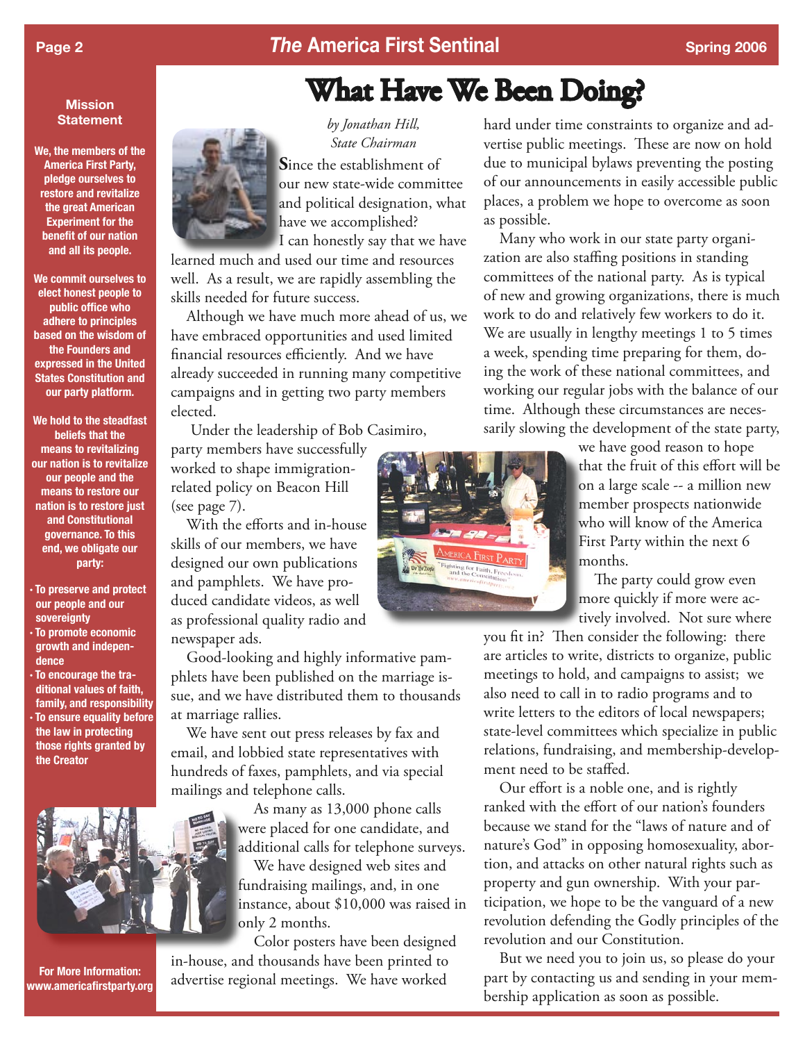## Mission Statement

**We, the members of the America First Party, pledge ourselves to restore and revitalize the great American Experiment for the benefit of our nation and all its people.**

**We commit ourselves to elect honest people to public office who adhere to principles based on the wisdom of the Founders and expressed in the United States Constitution and our party platform.**

**We hold to the steadfast beliefs that the means to revitalizing our nation is to revitalize our people and the means to restore our nation is to restore just and Constitutional governance. To this end, we obligate our party:**

- **To preserve and protect our people and our sovereignty**
- **To promote economic growth and independence**
- **To encourage the traditional values of faith, family, and responsibility**
- **To ensure equality before the law in protecting those rights granted by the Creator**

**For More Information: www.americafirstparty.org**

# What Have We Been Doing?

*by Jonathan Hill, State Chairman*

Since the establishment of our new state-wide committee and political designation, what have we accomplished? I can honestly say that we have learned much and used our time and resources well. As a result, we are rapidly assembling the skills needed for future success.

Although we have much more ahead of us, we have embraced opportunities and used limited financial resources efficiently. And we have already succeeded in running many competitive campaigns and in getting two party members elected.

Under the leadership of Bob Casimiro, party members have successfully worked to shape immigration-related policy on Beacon Hill (see page 7).

With the efforts and in-house skills of our members, we have designed our own publications and pamphlets. We have produced candidate videos, as well as professional quality radio and newspaper ads.

Good-looking and highly informative pamphlets have been published on the marriage issue, and we have distributed them to thousands at marriage rallies.

We have sent out press releases by fax and email, and lobbied state representatives with hundreds of faxes, pamphlets, and via special mailings and telephone calls.

As many as 13,000 phone calls were placed for one candidate, and additional calls for telephone surveys.

We have designed web sites and fundraising mailings, and, in one instance, about $10,000 was raised in only 2 months.

Color posters have been designed in-house, and thousands have been printed to advertise regional meetings. We have worked hard under time constraints to organize and advertise public meetings. These are now on hold due to municipal bylaws preventing the posting of our announcements in easily accessible public places, a problem we hope to overcome as soon as possible.

Many who work in our state party organization are also staffing positions in standing committees of the national party. As is typical of new and growing organizations, there is much work to do and relatively few workers to do it. We are usually in lengthy meetings 1 to 5 times a week, spending time preparing for them, doing the work of these national committees, and working our regular jobs with the balance of our time. Although these circumstances are necessarily slowing the development of the state party, we have good reason to hope that the fruit of this effort will be on a large scale -- a million new member prospects nationwide who will know of the America First Party within the next 6 months.

The party could grow even more quickly if more were actively involved. Not sure where you fit in? Then consider the following: there are articles to write, districts to organize, public meetings to hold, and campaigns to assist; we also need to call in to radio programs and to write letters to the editors of local newspapers; state-level committees which specialize in public relations, fundraising, and membership-development need to be staffed.

Our effort is a noble one, and is rightly ranked with the effort of our nation's founders because we stand for the "laws of nature and of nature's God" in opposing homosexuality, abortion, and attacks on other natural rights such as property and gun ownership. With your participation, we hope to be the vanguard of a new revolution defending the Godly principles of the revolution and our Constitution.

But we need you to join us, so please do your part by contacting us and sending in your membership application as soon as possible.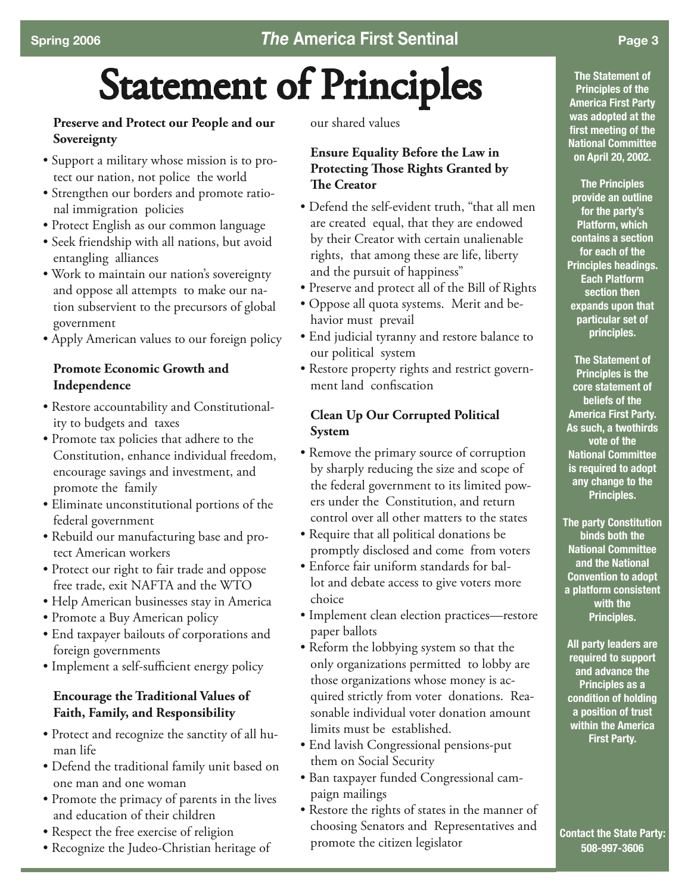# Statement of Principles

### Preserve and Protect our People and our Sovereignty

- Support a military whose mission is to protect our nation, not police the world
- Strengthen our borders and promote rational immigration policies
- Protect English as our common language
- Seek friendship with all nations, but avoid entangling alliances
- Work to maintain our nation's sovereignty and oppose all attempts to make our nation subservient to the precursors of global government
- Apply American values to our foreign policy

### Promote Economic Growth and Independence

- Restore accountability and Constitutionality to budgets and taxes
- Promote tax policies that adhere to the Constitution, enhance individual freedom, encourage savings and investment, and promote the family
- Eliminate unconstitutional portions of the federal government
- Rebuild our manufacturing base and protect American workers
- Protect our right to fair trade and oppose free trade, exit NAFTA and the WTO
- Help American businesses stay in America
- Promote a Buy American policy
- End taxpayer bailouts of corporations and foreign governments
- Implement a self-sufficient energy policy

### Encourage the Traditional Values of Faith, Family, and Responsibility

- Protect and recognize the sanctity of all human life
- Defend the traditional family unit based on one man and one woman
- Promote the primacy of parents in the lives and education of their children
- Respect the free exercise of religion
- Recognize the Judeo-Christian heritage of our shared values

### Ensure Equality Before the Law in Protecting Those Rights Granted by The Creator

- Defend the self-evident truth, "that all men are created equal, that they are endowed by their Creator with certain unalienable rights, that among these are life, liberty and the pursuit of happiness"
- Preserve and protect all of the Bill of Rights
- Oppose all quota systems. Merit and behavior must prevail
- End judicial tyranny and restore balance to our political system
- Restore property rights and restrict government land confiscation

### Clean Up Our Corrupted Political System

- Remove the primary source of corruption by sharply reducing the size and scope of the federal government to its limited powers under the Constitution, and return control over all other matters to the states
- Require that all political donations be promptly disclosed and come from voters
- Enforce fair uniform standards for ballot and debate access to give voters more choice
- Implement clean election practices—restore paper ballots
- Reform the lobbying system so that the only organizations permitted to lobby are those organizations whose money is acquired strictly from voter donations. Reasonable individual voter donation amount limits must be established.
- End lavish Congressional pensions-put them on Social Security
- Ban taxpayer funded Congressional campaign mailings
- Restore the rights of states in the manner of choosing Senators and Representatives and promote the citizen legislator

**The Statement of Principles of the America First Party was adopted at the first meeting of the National Committee on April 20, 2002.**

**The Principles provide an outline for the party's Platform, which contains a section for each of the Principles headings. Each Platform section then expands upon that particular set of principles.**

**The Statement of Principles is the core statement of beliefs of the America First Party. As such, a twothirds vote of the National Committee is required to adopt any change to the Principles.**

**The party Constitution binds both the National Committee and the National Convention to adopt a platform consistent with the Principles.**

**All party leaders are required to support and advance the Principles as a condition of holding a position of trust within the America First Party.**

**Contact the State Party: 508-997-3606**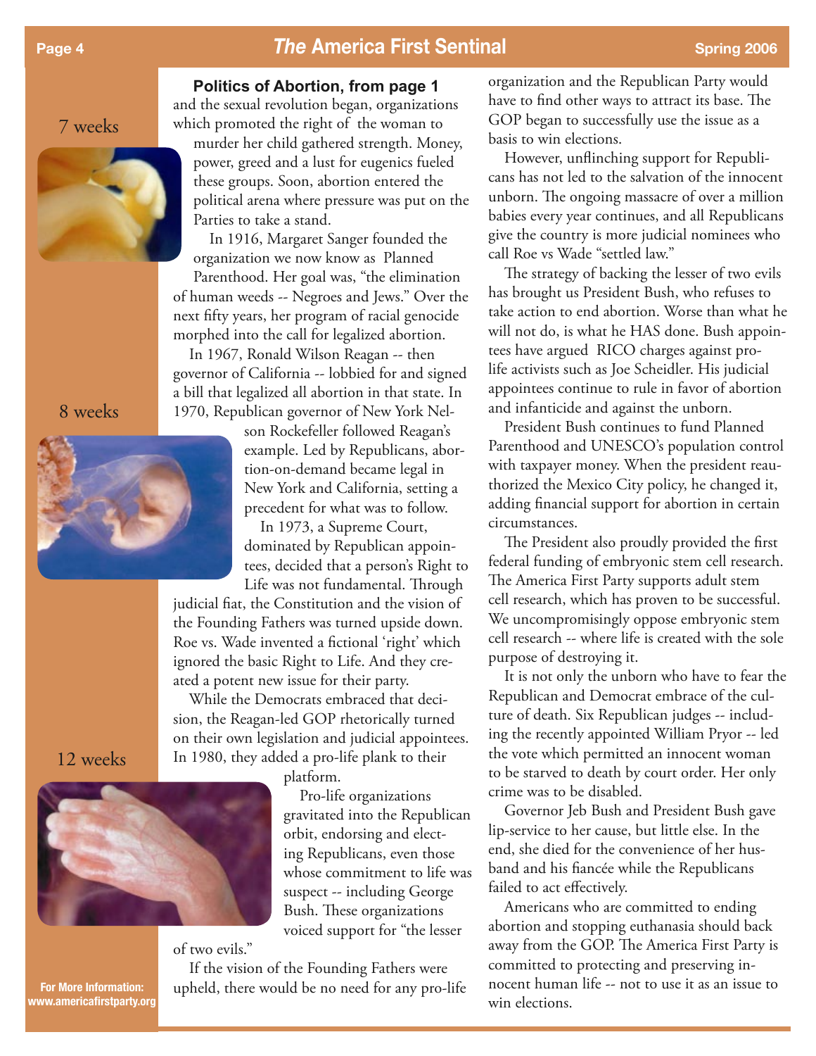7 weeks

8 weeks

12 weeks

### Politics of Abortion, from page 1

and the sexual revolution began, organizations which promoted the right of the woman to murder her child gathered strength. Money, power, greed and a lust for eugenics fueled these groups. Soon, abortion entered the political arena where pressure was put on the Parties to take a stand.

In 1916, Margaret Sanger founded the organization we now know as Planned Parenthood. Her goal was, "the elimination of human weeds -- Negroes and Jews." Over the next fifty years, her program of racial genocide morphed into the call for legalized abortion.

In 1967, Ronald Wilson Reagan -- then governor of California -- lobbied for and signed a bill that legalized all abortion in that state. In 1970, Republican governor of New York Nelson Rockefeller followed Reagan's example. Led by Republicans, abortion-on-demand became legal in New York and California, setting a precedent for what was to follow.

In 1973, a Supreme Court, dominated by Republican appointees, decided that a person's Right to Life was not fundamental. Through judicial fiat, the Constitution and the vision of the Founding Fathers was turned upside down. Roe vs. Wade invented a fictional 'right' which ignored the basic Right to Life. And they created a potent new issue for their party.

While the Democrats embraced that decision, the Reagan-led GOP rhetorically turned on their own legislation and judicial appointees. In 1980, they added a pro-life plank to their platform.

Pro-life organizations gravitated into the Republican orbit, endorsing and electing Republicans, even those whose commitment to life was suspect -- including George Bush. These organizations voiced support for "the lesser of two evils."

If the vision of the Founding Fathers were upheld, there would be no need for any pro-life organization and the Republican Party would have to find other ways to attract its base. The GOP began to successfully use the issue as a basis to win elections.

However, unflinching support for Republicans has not led to the salvation of the innocent unborn. The ongoing massacre of over a million babies every year continues, and all Republicans give the country is more judicial nominees who call Roe vs Wade "settled law."

The strategy of backing the lesser of two evils has brought us President Bush, who refuses to take action to end abortion. Worse than what he will not do, is what he HAS done. Bush appointees have argued RICO charges against pro-life activists such as Joe Scheidler. His judicial appointees continue to rule in favor of abortion and infanticide and against the unborn.

President Bush continues to fund Planned Parenthood and UNESCO's population control with taxpayer money. When the president reauthorized the Mexico City policy, he changed it, adding financial support for abortion in certain circumstances.

The President also proudly provided the first federal funding of embryonic stem cell research. The America First Party supports adult stem cell research, which has proven to be successful. We uncompromisingly oppose embryonic stem cell research -- where life is created with the sole purpose of destroying it.

It is not only the unborn who have to fear the Republican and Democrat embrace of the culture of death. Six Republican judges -- including the recently appointed William Pryor -- led the vote which permitted an innocent woman to be starved to death by court order. Her only crime was to be disabled.

Governor Jeb Bush and President Bush gave lip-service to her cause, but little else. In the end, she died for the convenience of her husband and his fiancée while the Republicans failed to act effectively.

Americans who are committed to ending abortion and stopping euthanasia should back away from the GOP. The America First Party is committed to protecting and preserving innocent human life -- not to use it as an issue to win elections.

**For More Information: www.americafirstparty.org**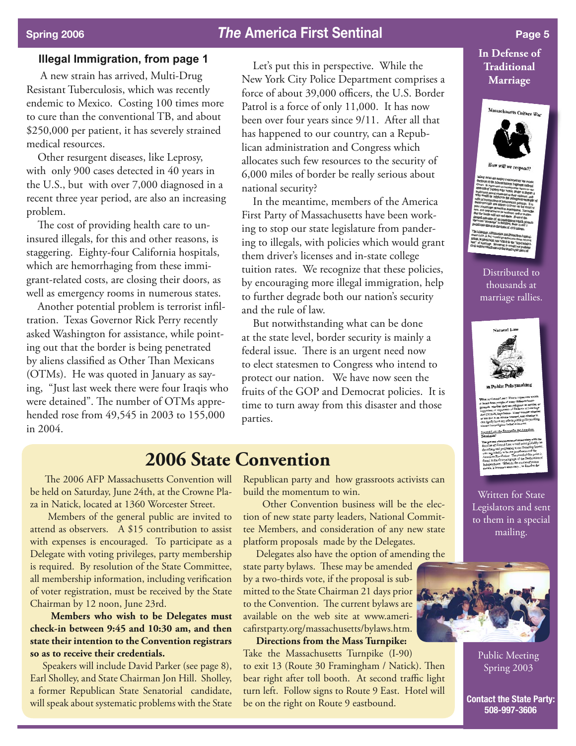## Illegal Immigration, from page 1

A new strain has arrived, Multi-Drug Resistant Tuberculosis, which was recently endemic to Mexico. Costing 100 times more to cure than the conventional TB, and about $250,000 per patient, it has severely strained medical resources.

Other resurgent diseases, like Leprosy, with only 900 cases detected in 40 years in the U.S., but with over 7,000 diagnosed in a recent three year period, are also an increasing problem.

The cost of providing health care to uninsured illegals, for this and other reasons, is staggering. Eighty-four California hospitals, which are hemorrhaging from these immigrant-related costs, are closing their doors, as well as emergency rooms in numerous states.

Another potential problem is terrorist infiltration. Texas Governor Rick Perry recently asked Washington for assistance, while pointing out that the border is being penetrated by aliens classified as Other Than Mexicans (OTMs). He was quoted in January as saying, "Just last week there were four Iraqis who were detained". The number of OTMs apprehended rose from 49,545 in 2003 to 155,000 in 2004.

Let's put this in perspective. While the New York City Police Department comprises a force of about 39,000 officers, the U.S. Border Patrol is a force of only 11,000. It has now been over four years since 9/11. After all that has happened to our country, can a Republican administration and Congress which allocates such few resources to the security of 6,000 miles of border be really serious about national security?

In the meantime, members of the America First Party of Massachusetts have been working to stop our state legislature from pandering to illegals, with policies which would grant them driver's licenses and in-state college tuition rates. We recognize that these policies, by encouraging more illegal immigration, help to further degrade both our nation's security and the rule of law.

But notwithstanding what can be done at the state level, border security is mainly a federal issue. There is an urgent need now to elect statesmen to Congress who intend to protect our nation. We have now seen the fruits of the GOP and Democrat policies. It is time to turn away from this disaster and those parties.

# 2006 State Convention

The 2006 AFP Massachusetts Convention will be held on Saturday, June 24th, at the Crowne Plaza in Natick, located at 1360 Worcester Street.

Members of the general public are invited to attend as observers. A $15 contribution to assist with expenses is encouraged. To participate as a Delegate with voting privileges, party membership is required. By resolution of the State Committee, all membership information, including verification of voter registration, must be received by the State Chairman by 12 noon, June 23rd.

**Members who wish to be Delegates must check-in between 9:45 and 10:30 am, and then state their intention to the Convention registrars so as to receive their credentials.**

Speakers will include David Parker (see page 8), Earl Sholley, and State Chairman Jon Hill. Sholley, a former Republican State Senatorial candidate, will speak about systematic problems with the State Republican party and how grassroots activists can build the momentum to win.

Other Convention business will be the election of new state party leaders, National Committee Members, and consideration of any new state platform proposals made by the Delegates.

Delegates also have the option of amending the state party bylaws. These may be amended by a two-thirds vote, if the proposal is submitted to the State Chairman 21 days prior to the Convention. The current bylaws are available on the web site at www.americafirstparty.org/massachusetts/bylaws.htm.

**Directions from the Mass Turnpike:** Take the Massachusetts Turnpike (I-90) to exit 13 (Route 30 Framingham / Natick). Then bear right after toll booth. At second traffic light turn left. Follow signs to Route 9 East. Hotel will be on the right on Route 9 eastbound.

### In Defense of Traditional Marriage

Distributed to thousands at marriage rallies.

Written for State Legislators and sent to them in a special mailing.

Public Meeting Spring 2003

**Contact the State Party: 508-997-3606**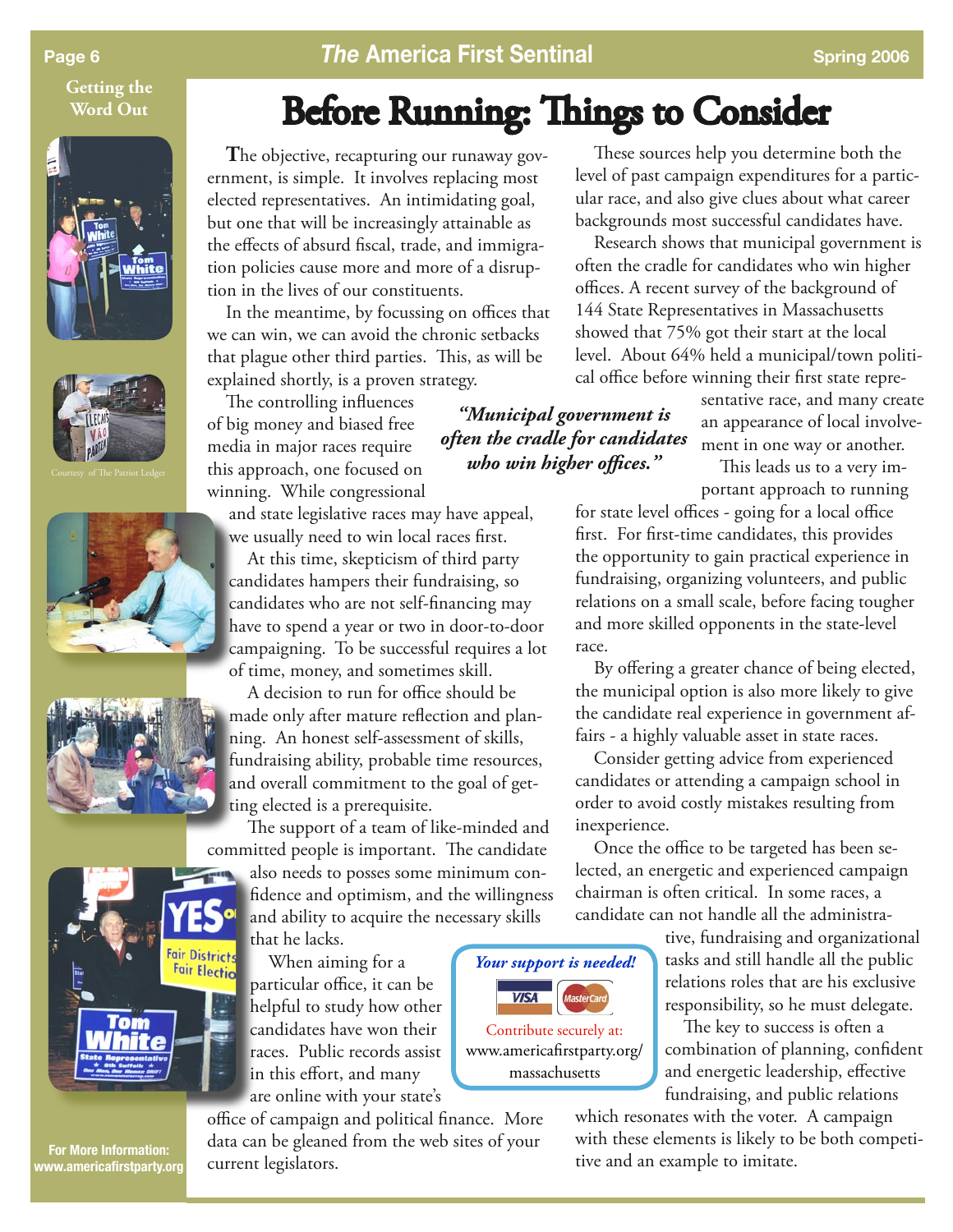Getting the Word Out

Courtesy of The Patriot Ledger

# Before Running: Things to Consider

The objective, recapturing our runaway government, is simple. It involves replacing most elected representatives. An intimidating goal, but one that will be increasingly attainable as the effects of absurd fiscal, trade, and immigration policies cause more and more of a disruption in the lives of our constituents.

In the meantime, by focussing on offices that we can win, we can avoid the chronic setbacks that plague other third parties. This, as will be explained shortly, is a proven strategy.

The controlling influences of big money and biased free media in major races require this approach, one focused on winning. While congressional and state legislative races may have appeal, we usually need to win local races first.

At this time, skepticism of third party candidates hampers their fundraising, so candidates who are not self-financing may have to spend a year or two in door-to-door campaigning. To be successful requires a lot of time, money, and sometimes skill.

A decision to run for office should be made only after mature reflection and planning. An honest self-assessment of skills, fundraising ability, probable time resources, and overall commitment to the goal of getting elected is a prerequisite.

The support of a team of like-minded and committed people is important. The candidate also needs to posses some minimum confidence and optimism, and the willingness and ability to acquire the necessary skills that he lacks.

When aiming for a particular office, it can be helpful to study how other candidates have won their races. Public records assist in this effort, and many are online with your state's office of campaign and political finance. More data can be gleaned from the web sites of your current legislators.

These sources help you determine both the level of past campaign expenditures for a particular race, and also give clues about what career backgrounds most successful candidates have.

Research shows that municipal government is often the cradle for candidates who win higher offices. A recent survey of the background of 144 State Representatives in Massachusetts showed that 75% got their start at the local level. About 64% held a municipal/town political office before winning their first state representative race, and many create an appearance of local involvement in one way or another.

*"Municipal government is often the cradle for candidates who win higher offices."*

This leads us to a very important approach to running for state level offices - going for a local office first. For first-time candidates, this provides the opportunity to gain practical experience in fundraising, organizing volunteers, and public relations on a small scale, before facing tougher and more skilled opponents in the state-level race.

By offering a greater chance of being elected, the municipal option is also more likely to give the candidate real experience in government affairs - a highly valuable asset in state races.

Consider getting advice from experienced candidates or attending a campaign school in order to avoid costly mistakes resulting from inexperience.

Once the office to be targeted has been selected, an energetic and experienced campaign chairman is often critical. In some races, a candidate can not handle all the administrative, fundraising and organizational tasks and still handle all the public relations roles that are his exclusive responsibility, so he must delegate.

The key to success is often a combination of planning, confident and energetic leadership, effective fundraising, and public relations which resonates with the voter. A campaign with these elements is likely to be both competitive and an example to imitate.

*Your support is needed!*

VISA MasterCard

Contribute securely at: www.americafirstparty.org/massachusetts

For More Information: www.americafirstparty.org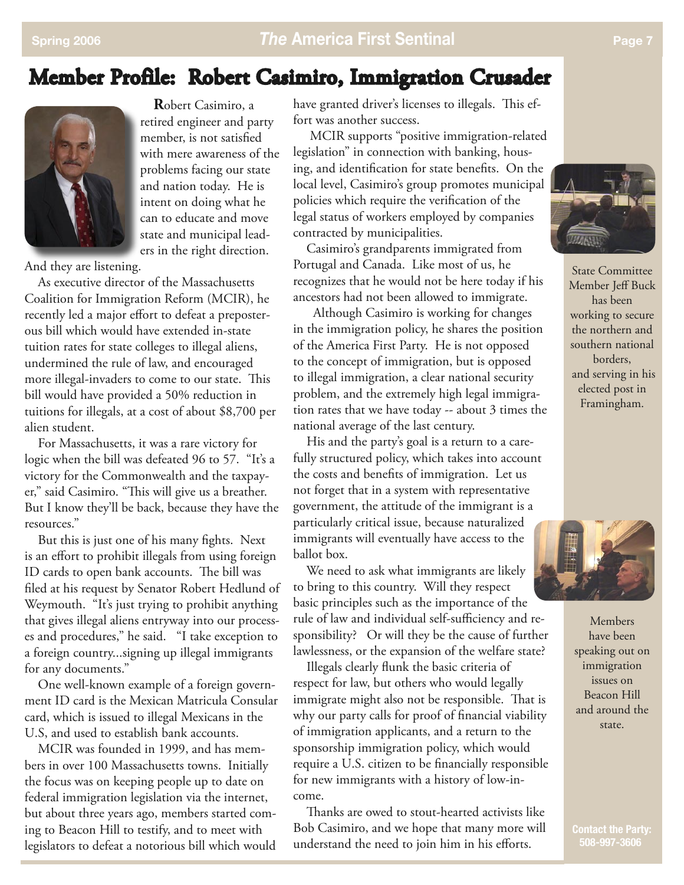# Member Profile: Robert Casimiro, Immigration Crusader

**R**obert Casimiro, a retired engineer and party member, is not satisfied with mere awareness of the problems facing our state and nation today. He is intent on doing what he can to educate and move state and municipal leaders in the right direction. And they are listening.

As executive director of the Massachusetts Coalition for Immigration Reform (MCIR), he recently led a major effort to defeat a preposterous bill which would have extended in-state tuition rates for state colleges to illegal aliens, undermined the rule of law, and encouraged more illegal-invaders to come to our state. This bill would have provided a 50% reduction in tuitions for illegals, at a cost of about $8,700 per alien student.

For Massachusetts, it was a rare victory for logic when the bill was defeated 96 to 57. "It's a victory for the Commonwealth and the taxpayer," said Casimiro. "This will give us a breather. But I know they'll be back, because they have the resources."

But this is just one of his many fights. Next is an effort to prohibit illegals from using foreign ID cards to open bank accounts. The bill was filed at his request by Senator Robert Hedlund of Weymouth. "It's just trying to prohibit anything that gives illegal aliens entryway into our processes and procedures," he said. "I take exception to a foreign country...signing up illegal immigrants for any documents."

One well-known example of a foreign government ID card is the Mexican Matricula Consular card, which is issued to illegal Mexicans in the U.S, and used to establish bank accounts.

MCIR was founded in 1999, and has members in over 100 Massachusetts towns. Initially the focus was on keeping people up to date on federal immigration legislation via the internet, but about three years ago, members started coming to Beacon Hill to testify, and to meet with legislators to defeat a notorious bill which would have granted driver's licenses to illegals. This effort was another success.

MCIR supports "positive immigration-related legislation" in connection with banking, housing, and identification for state benefits. On the local level, Casimiro's group promotes municipal policies which require the verification of the legal status of workers employed by companies contracted by municipalities.

Casimiro's grandparents immigrated from Portugal and Canada. Like most of us, he recognizes that he would not be here today if his ancestors had not been allowed to immigrate.

Although Casimiro is working for changes in the immigration policy, he shares the position of the America First Party. He is not opposed to the concept of immigration, but is opposed to illegal immigration, a clear national security problem, and the extremely high legal immigration rates that we have today -- about 3 times the national average of the last century.

His and the party's goal is a return to a carefully structured policy, which takes into account the costs and benefits of immigration. Let us not forget that in a system with representative government, the attitude of the immigrant is a particularly critical issue, because naturalized immigrants will eventually have access to the ballot box.

We need to ask what immigrants are likely to bring to this country. Will they respect basic principles such as the importance of the rule of law and individual self-sufficiency and responsibility? Or will they be the cause of further lawlessness, or the expansion of the welfare state?

Illegals clearly flunk the basic criteria of respect for law, but others who would legally immigrate might also not be responsible. That is why our party calls for proof of financial viability of immigration applicants, and a return to the sponsorship immigration policy, which would require a U.S. citizen to be financially responsible for new immigrants with a history of low-income.

Thanks are owed to stout-hearted activists like Bob Casimiro, and we hope that many more will understand the need to join him in his efforts.

State Committee Member Jeff Buck has been working to secure the northern and southern national borders, and serving in his elected post in Framingham.

Members have been speaking out on immigration issues on Beacon Hill and around the state.

**Contact the Party: 508-997-3606**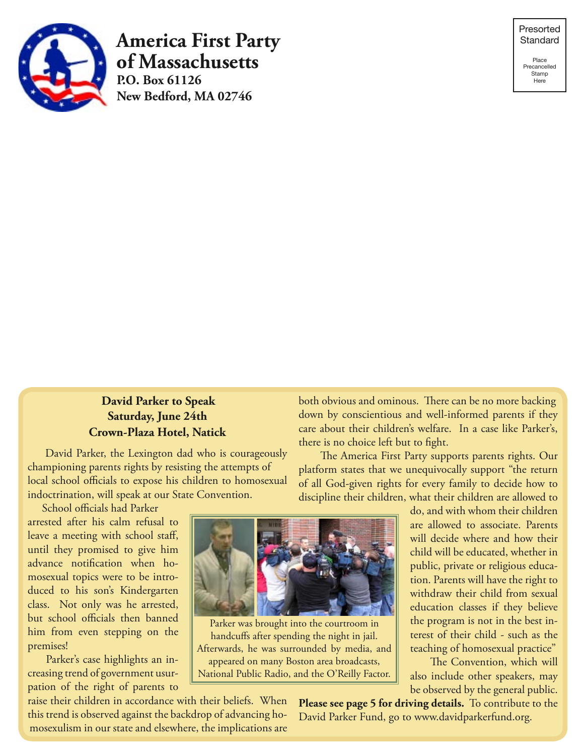**America First Party of Massachusetts**
**P.O. Box 61126**
**New Bedford, MA 02746**

Presorted Standard

Place Precancelled Stamp Here

### David Parker to Speak Saturday, June 24th Crown-Plaza Hotel, Natick

David Parker, the Lexington dad who is courageously championing parents rights by resisting the attempts of local school officials to expose his children to homosexual indoctrination, will speak at our State Convention.

School officials had Parker arrested after his calm refusal to leave a meeting with school staff, until they promised to give him advance notification when homosexual topics were to be introduced to his son's Kindergarten class. Not only was he arrested, but school officials then banned him from even stepping on the premises!

Parker's case highlights an increasing trend of government usurpation of the right of parents to raise their children in accordance with their beliefs. When this trend is observed against the backdrop of advancing homosexulism in our state and elsewhere, the implications are both obvious and ominous. There can be no more backing down by conscientious and well-informed parents if they care about their children's welfare. In a case like Parker's, there is no choice left but to fight.

The America First Party supports parents rights. Our platform states that we unequivocally support "the return of all God-given rights for every family to decide how to discipline their children, what their children are allowed to do, and with whom their children are allowed to associate. Parents will decide where and how their child will be educated, whether in public, private or religious education. Parents will have the right to withdraw their child from sexual education classes if they believe the program is not in the best interest of their child - such as the teaching of homosexual practice"

Parker was brought into the courtroom in handcuffs after spending the night in jail. Afterwards, he was surrounded by media, and appeared on many Boston area broadcasts, National Public Radio, and the O'Reilly Factor.

The Convention, which will also include other speakers, may be observed by the general public.

**Please see page 5 for driving details.** To contribute to the David Parker Fund, go to www.davidparkerfund.org.